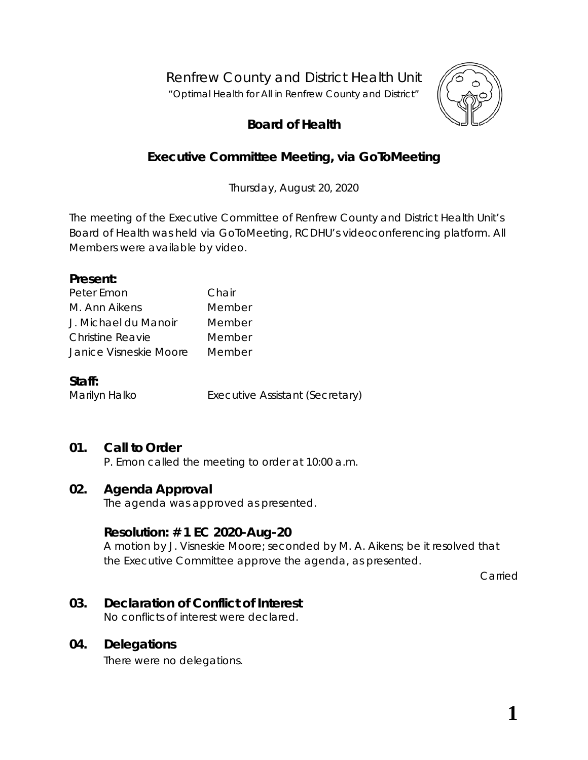# Renfrew County and District Health Unit

*"Optimal Health for All in Renfrew County and District"*

## Board of Health

## Executive Committee Meeting, via GoToMeeting

*Thursday, August 20, 2020*

The meeting of the Executive Committee of Renfrew County and District Health Unit's Board of Health was held via GoToMeeting, RCDHU's videoconferencing platform. All Members were available by video.

**Present:**

| | |
|---|---|
| Peter Emon | Chair |
| M. Ann Aikens | Member |
| J. Michael du Manoir | Member |
| Christine Reavie | Member |
| Janice Visneskie Moore | Member |

**Staff:**

| | |
|---|---|
| Marilyn Halko | Executive Assistant (Secretary) |

### 01. Call to Order

P. Emon called the meeting to order at 10:00 a.m.

### 02. Agenda Approval

The agenda was approved as presented.

**Resolution: # 1 EC 2020-Aug-20**

A motion by J. Visneskie Moore; seconded by M. A. Aikens; be it resolved that the Executive Committee approve the agenda, as presented.

Carried

### 03. Declaration of Conflict of Interest

No conflicts of interest were declared.

### 04. Delegations

There were no delegations.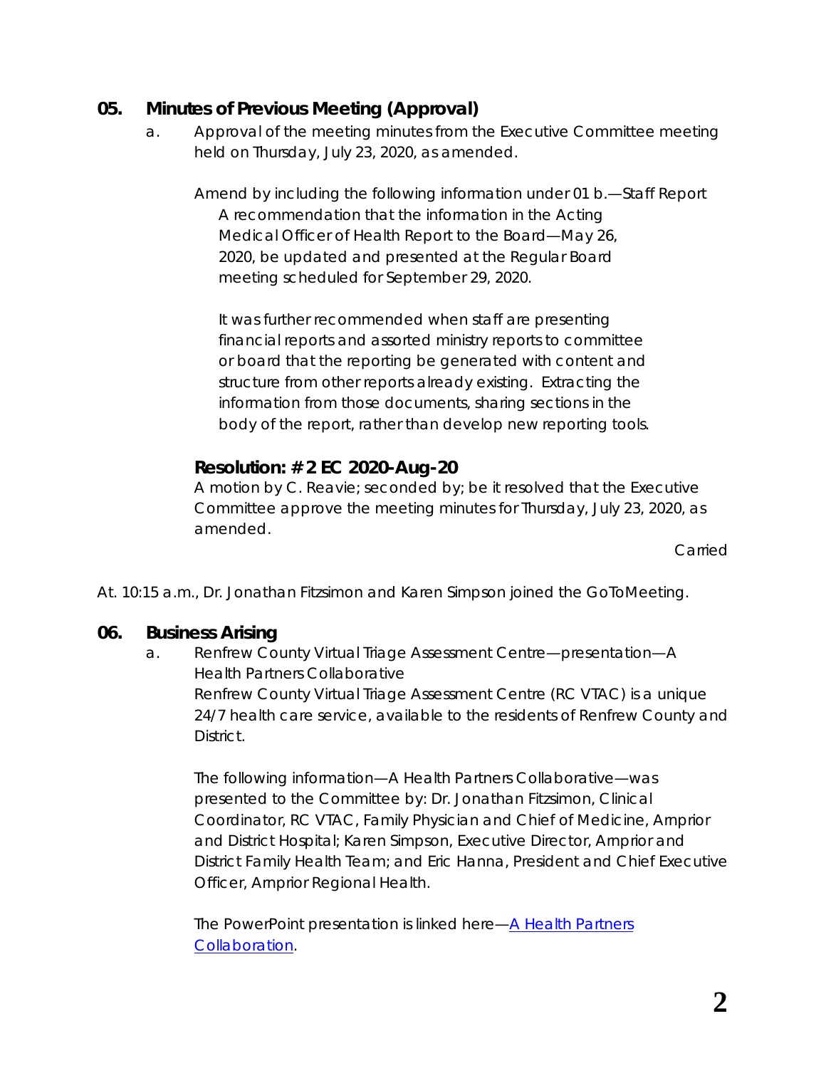## 05. Minutes of Previous Meeting (Approval)

a. Approval of the meeting minutes from the Executive Committee meeting held on Thursday, July 23, 2020, as amended.

Amend by including the following information under 01 b.—Staff Report

> A recommendation that the information in the Acting Medical Officer of Health Report to the Board—May 26, 2020, be updated and presented at the Regular Board meeting scheduled for September 29, 2020.
>
> It was further recommended when staff are presenting financial reports and assorted ministry reports to committee or board that the reporting be generated with content and structure from other reports already existing. Extracting the information from those documents, sharing sections in the body of the report, rather than develop new reporting tools.

### Resolution: # 2 EC 2020-Aug-20

A motion by C. Reavie; seconded by; be it resolved that the Executive Committee approve the meeting minutes for Thursday, July 23, 2020, as amended.

Carried

At. 10:15 a.m., Dr. Jonathan Fitzsimon and Karen Simpson joined the GoToMeeting.

## 06. Business Arising

a. Renfrew County Virtual Triage Assessment Centre—presentation—A Health Partners Collaborative

Renfrew County Virtual Triage Assessment Centre (RC VTAC) is a unique 24/7 health care service, available to the residents of Renfrew County and District.

The following information—A Health Partners Collaborative—was presented to the Committee by: Dr. Jonathan Fitzsimon, Clinical Coordinator, RC VTAC, Family Physician and Chief of Medicine, Arnprior and District Hospital; Karen Simpson, Executive Director, Arnprior and District Family Health Team; and Eric Hanna, President and Chief Executive Officer, Arnprior Regional Health.

The PowerPoint presentation is linked here—A Health Partners Collaboration.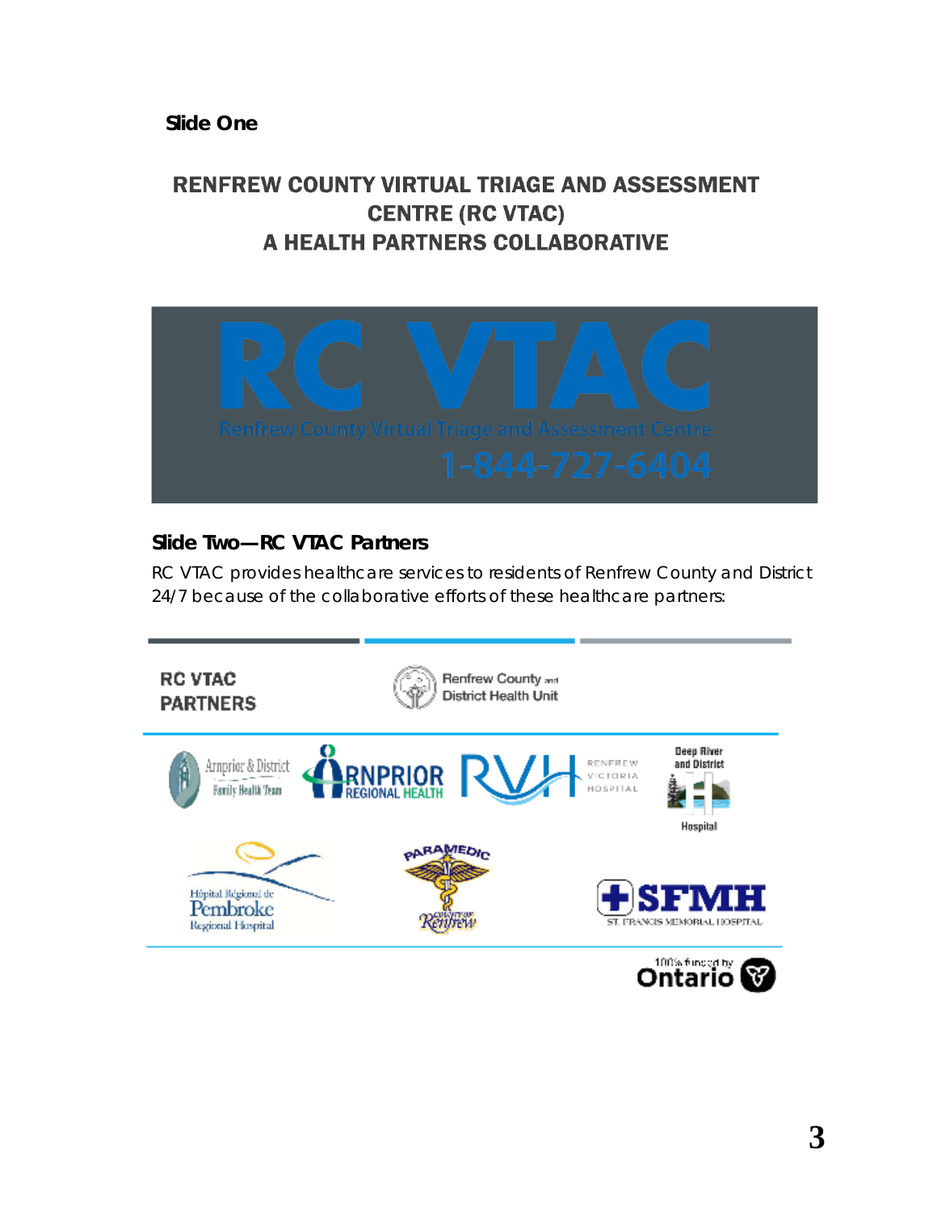**Slide One**

## RENFREW COUNTY VIRTUAL TRIAGE AND ASSESSMENT CENTRE (RC VTAC)
## A HEALTH PARTNERS COLLABORATIVE

RC VTAC

Renfrew County Virtual Triage and Assessment Centre

1-844-727-6404

### Slide Two—RC VTAC Partners

RC VTAC provides healthcare services to residents of Renfrew County and District 24/7 because of the collaborative efforts of these healthcare partners:

RC VTAC PARTNERS

Renfrew County and District Health Unit

Arnprior & District Family Health Team

Arnprior Regional Health

RVH Renfrew Victoria Hospital

Deep River and District Hospital

Hôpital Régional de Pembroke Regional Hospital

Paramedic County of Renfrew

SFMH St. Francis Memorial Hospital

100% funded by Ontario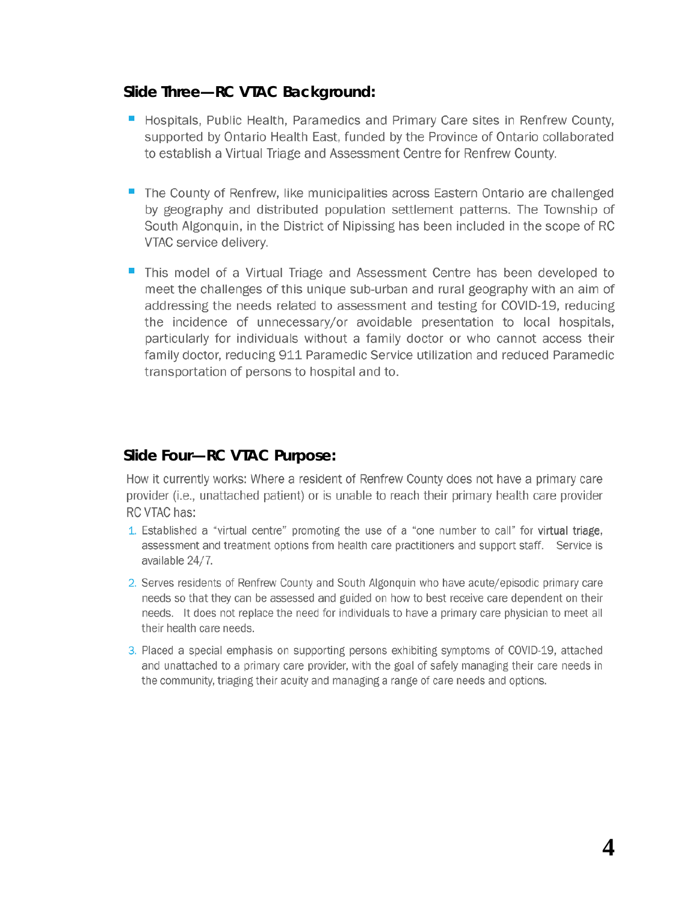### Slide Three—RC VTAC Background:

- Hospitals, Public Health, Paramedics and Primary Care sites in Renfrew County, supported by Ontario Health East, funded by the Province of Ontario collaborated to establish a Virtual Triage and Assessment Centre for Renfrew County.

- The County of Renfrew, like municipalities across Eastern Ontario are challenged by geography and distributed population settlement patterns. The Township of South Algonquin, in the District of Nipissing has been included in the scope of RC VTAC service delivery.

- This model of a Virtual Triage and Assessment Centre has been developed to meet the challenges of this unique sub-urban and rural geography with an aim of addressing the needs related to assessment and testing for COVID-19, reducing the incidence of unnecessary/or avoidable presentation to local hospitals, particularly for individuals without a family doctor or who cannot access their family doctor, reducing 911 Paramedic Service utilization and reduced Paramedic transportation of persons to hospital and to.

### Slide Four—RC VTAC Purpose:

How it currently works: Where a resident of Renfrew County does not have a primary care provider (i.e., unattached patient) or is unable to reach their primary health care provider RC VTAC has:

1. Established a "virtual centre" promoting the use of a "one number to call" for virtual triage, assessment and treatment options from health care practitioners and support staff. Service is available 24/7.
2. Serves residents of Renfrew County and South Algonquin who have acute/episodic primary care needs so that they can be assessed and guided on how to best receive care dependent on their needs. It does not replace the need for individuals to have a primary care physician to meet all their health care needs.
3. Placed a special emphasis on supporting persons exhibiting symptoms of COVID-19, attached and unattached to a primary care provider, with the goal of safely managing their care needs in the community, triaging their acuity and managing a range of care needs and options.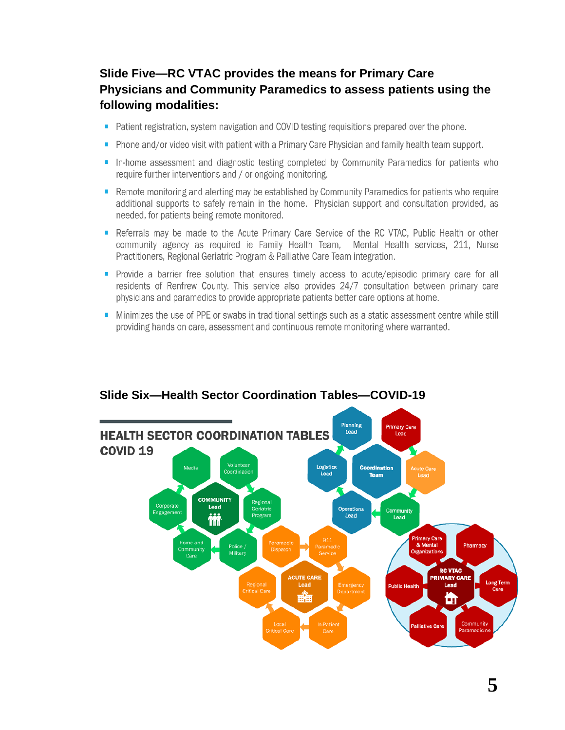### Slide Five—RC VTAC provides the means for Primary Care Physicians and Community Paramedics to assess patients using the following modalities:

- Patient registration, system navigation and COVID testing requisitions prepared over the phone.
- Phone and/or video visit with patient with a Primary Care Physician and family health team support.
- In-home assessment and diagnostic testing completed by Community Paramedics for patients who require further interventions and / or ongoing monitoring.
- Remote monitoring and alerting may be established by Community Paramedics for patients who require additional supports to safely remain in the home. Physician support and consultation provided, as needed, for patients being remote monitored.
- Referrals may be made to the Acute Primary Care Service of the RC VTAC, Public Health or other community agency as required ie Family Health Team, Mental Health services, 211, Nurse Practitioners, Regional Geriatric Program & Palliative Care Team integration.
- Provide a barrier free solution that ensures timely access to acute/episodic primary care for all residents of Renfrew County. This service also provides 24/7 consultation between primary care physicians and paramedics to provide appropriate patients better care options at home.
- Minimizes the use of PPE or swabs in traditional settings such as a static assessment centre while still providing hands on care, assessment and continuous remote monitoring where warranted.

### Slide Six—Health Sector Coordination Tables—COVID-19

HEALTH SECTOR COORDINATION TABLES COVID 19

Planning Lead, Primary Care Lead, Logistics Lead, Coordination Team, Acute Care Lead, Operations Lead, Community Lead

COMMUNITY Lead: Media, Volunteer Coordination, Corporate Engagement, Regional Geriatric Program, Home and Community Care, Police / Military

ACUTE CARE Lead: Paramedic Dispatch, 911 Paramedic Service, Regional Critical Care, Emergency Department, Local Critical Care, In-Patient Care

RC VTAC PRIMARY CARE Lead: Primary Care & Mental Health Organizations, Pharmacy, Public Health, Long Term Care, Palliative Care, Community Paramedicine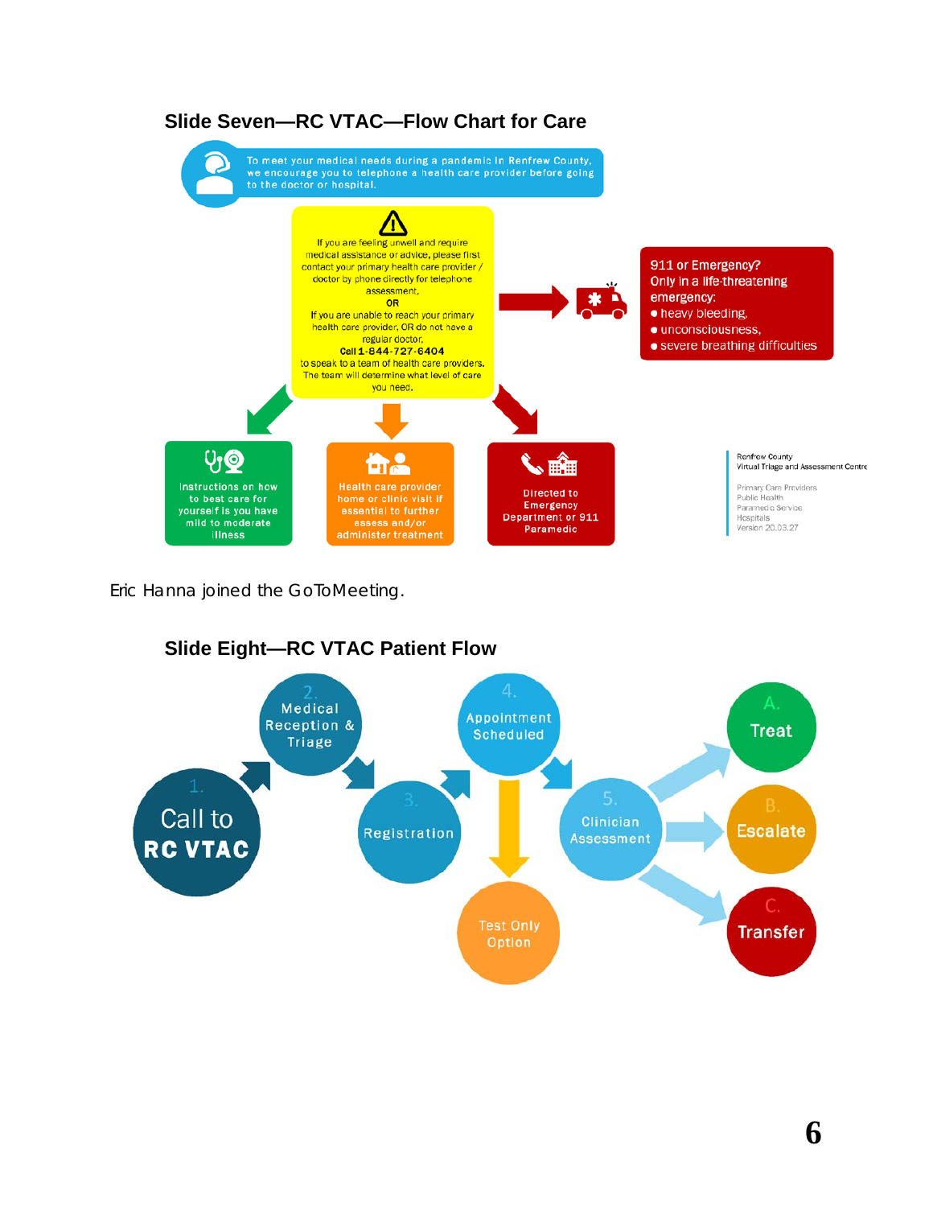## Slide Seven—RC VTAC—Flow Chart for Care

To meet your medical needs during a pandemic in Renfrew County, we encourage you to telephone a health care provider before going to the doctor or hospital.

If you are feeling unwell and require medical assistance or advice, please first contact your primary health care provider / doctor by phone directly for telephone assessment.

**OR**

If you are unable to reach your primary health care provider, OR do not have a regular doctor,

**Call 1-844-727-6404**

to speak to a team of health care providers. The team will determine what level of care you need.

911 or Emergency? Only in a life-threatening emergency:

- heavy bleeding,
- unconsciousness,
- severe breathing difficulties

Instructions on how to best care for yourself is you have mild to moderate illness

Health care provider home or clinic visit if essential to further assess and/or administer treatment

Directed to Emergency Department or 911 Paramedic

Renfrew County Virtual Triage and Assessment Centre

Primary Care Providers
Public Health
Paramedic Service
Hospitals
Version 20.03.27

Eric Hanna joined the GoToMeeting.

## Slide Eight—RC VTAC Patient Flow

1. Call to RC VTAC
2. Medical Reception & Triage
3. Registration
4. Appointment Scheduled
   - Test Only Option
5. Clinician Assessment
   - A. Treat
   - B. Escalate
   - C. Transfer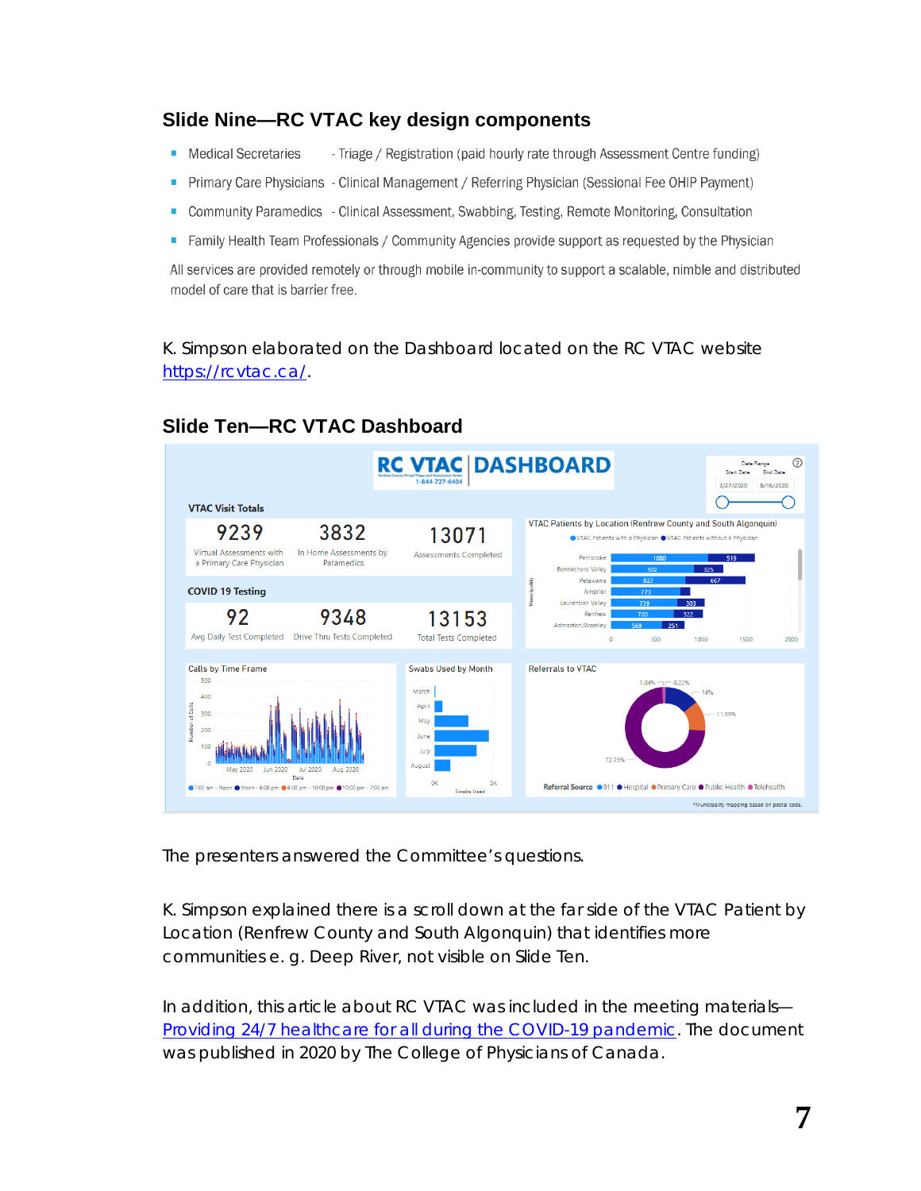## Slide Nine—RC VTAC key design components

- Medical Secretaries - Triage / Registration (paid hourly rate through Assessment Centre funding)
- Primary Care Physicians - Clinical Management / Referring Physician (Sessional Fee OHIP Payment)
- Community Paramedics - Clinical Assessment, Swabbing, Testing, Remote Monitoring, Consultation
- Family Health Team Professionals / Community Agencies provide support as requested by the Physician

All services are provided remotely or through mobile in-community to support a scalable, nimble and distributed model of care that is barrier free.

K. Simpson elaborated on the Dashboard located on the RC VTAC website [https://rcvtac.ca/](https://rcvtac.ca/).

## Slide Ten—RC VTAC Dashboard

The presenters answered the Committee's questions.

K. Simpson explained there is a scroll down at the far side of the VTAC Patient by Location (Renfrew County and South Algonquin) that identifies more communities e. g. Deep River, not visible on Slide Ten.

In addition, this article about RC VTAC was included in the meeting materials—Providing 24/7 healthcare for all during the COVID-19 pandemic. The document was published in 2020 by The College of Physicians of Canada.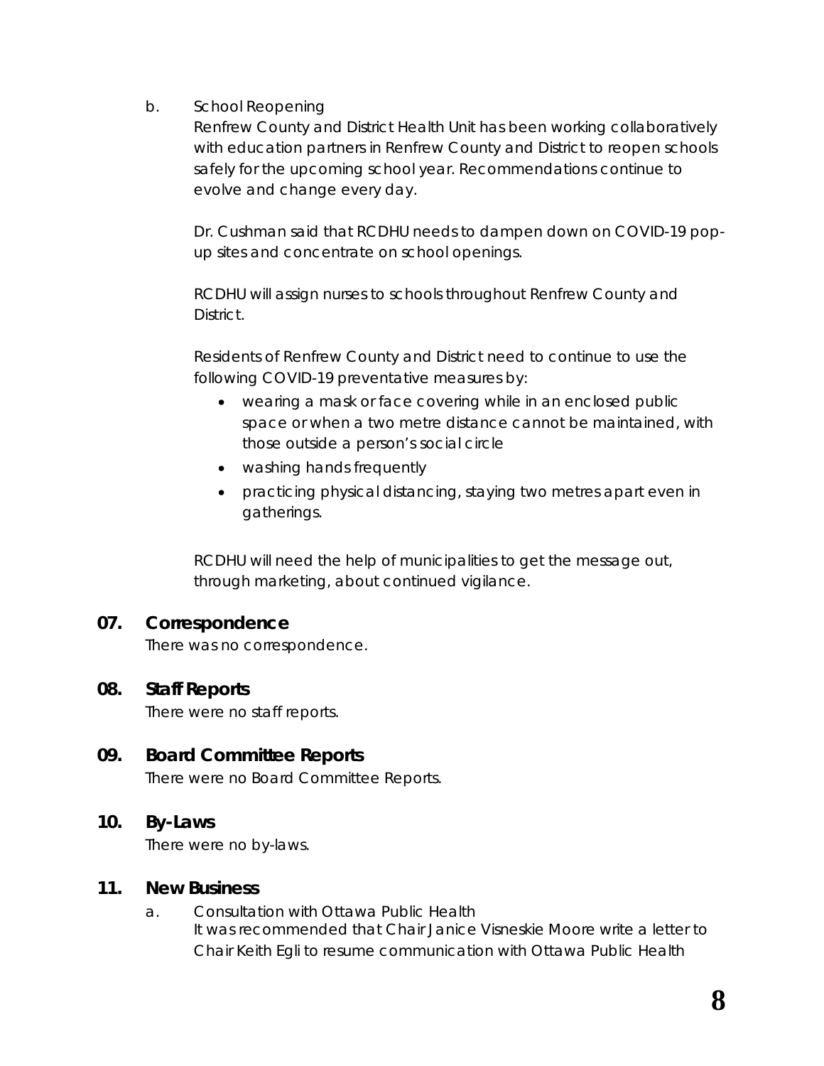b. School Reopening

Renfrew County and District Health Unit has been working collaboratively with education partners in Renfrew County and District to reopen schools safely for the upcoming school year. Recommendations continue to evolve and change every day.

Dr. Cushman said that RCDHU needs to dampen down on COVID-19 pop-up sites and concentrate on school openings.

RCDHU will assign nurses to schools throughout Renfrew County and District.

Residents of Renfrew County and District need to continue to use the following COVID-19 preventative measures by:

- wearing a mask or face covering while in an enclosed public space or when a two metre distance cannot be maintained, with those outside a person's social circle
- washing hands frequently
- practicing physical distancing, staying two metres apart even in gatherings.

RCDHU will need the help of municipalities to get the message out, through marketing, about continued vigilance.

## 07. Correspondence

There was no correspondence.

## 08. Staff Reports

There were no staff reports.

## 09. Board Committee Reports

There were no Board Committee Reports.

## 10. By-Laws

There were no by-laws.

## 11. New Business

a. Consultation with Ottawa Public Health

It was recommended that Chair Janice Visneskie Moore write a letter to Chair Keith Egli to resume communication with Ottawa Public Health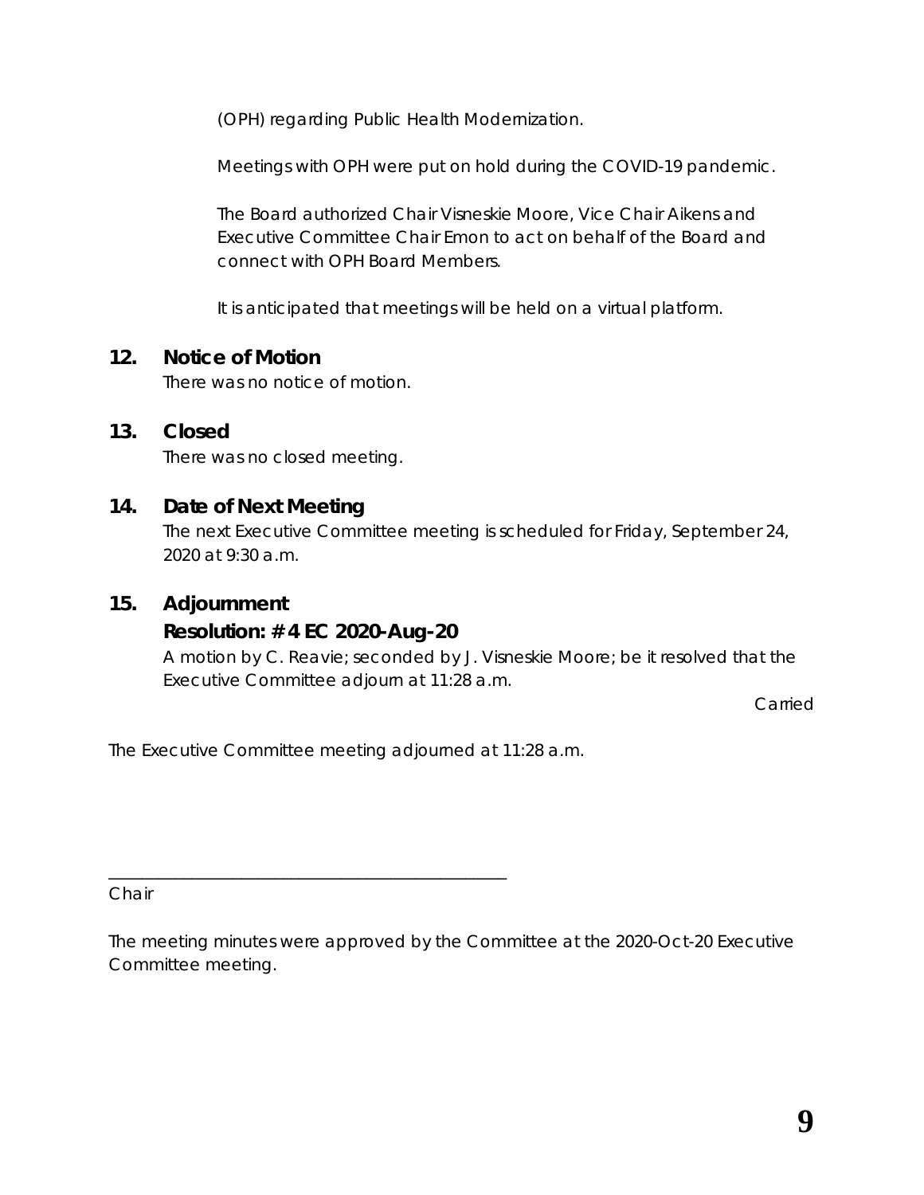(OPH) regarding Public Health Modernization.

Meetings with OPH were put on hold during the COVID-19 pandemic.

The Board authorized Chair Visneskie Moore, Vice Chair Aikens and Executive Committee Chair Emon to act on behalf of the Board and connect with OPH Board Members.

It is anticipated that meetings will be held on a virtual platform.

## 12. Notice of Motion

There was no notice of motion.

## 13. Closed

There was no closed meeting.

## 14. Date of Next Meeting

The next Executive Committee meeting is scheduled for Friday, September 24, 2020 at 9:30 a.m.

## 15. Adjournment

### Resolution: # 4 EC 2020-Aug-20

A motion by C. Reavie; seconded by J. Visneskie Moore; be it resolved that the Executive Committee adjourn at 11:28 a.m.

Carried

The Executive Committee meeting adjourned at 11:28 a.m.

\_\_\_\_\_\_\_\_\_\_\_\_\_\_\_\_\_\_\_\_\_\_\_\_\_\_\_\_\_\_\_\_\_\_\_\_\_\_\_\_\_\_\_\_

Chair

The meeting minutes were approved by the Committee at the 2020-Oct-20 Executive Committee meeting.